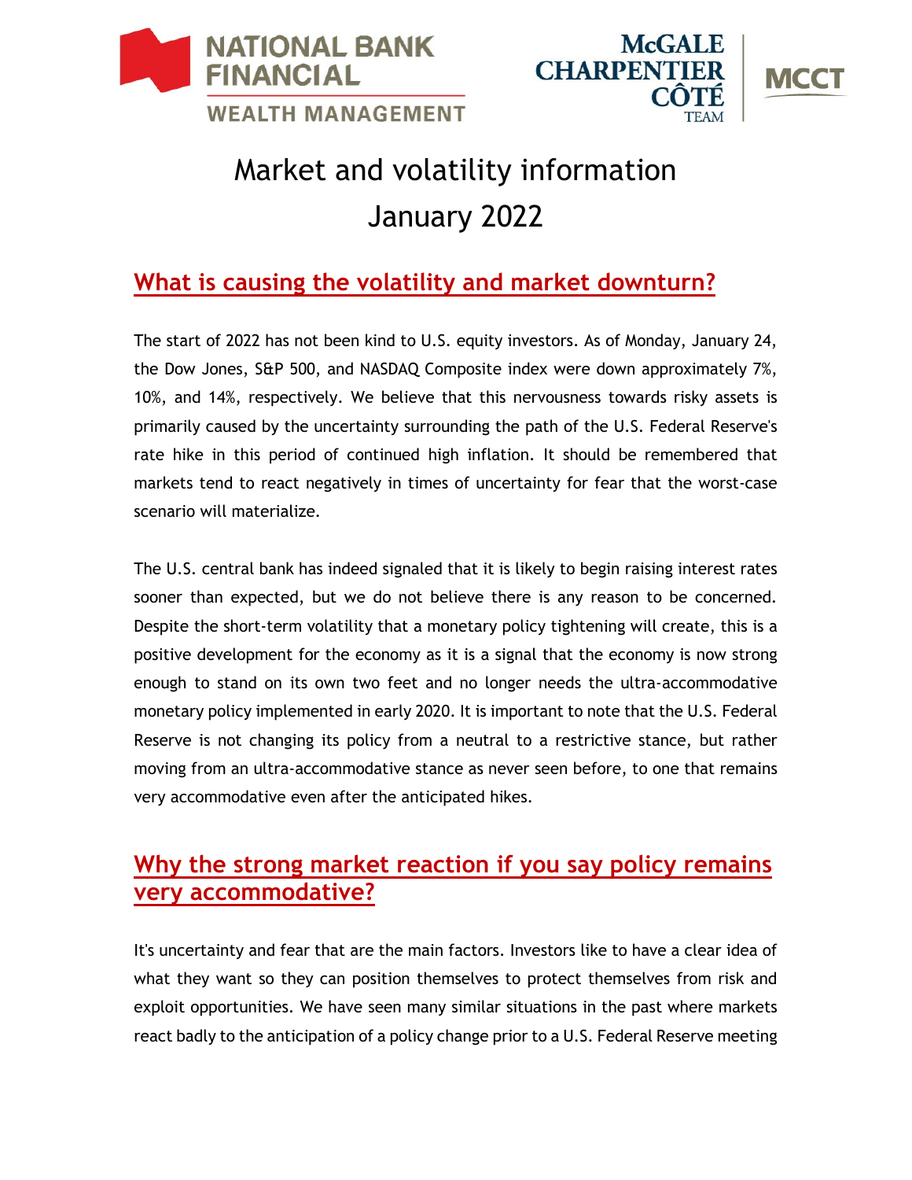NATIONAL BANK FINANCIAL WEALTH MANAGEMENT

McGALE CHARPENTIER CÔTÉ TEAM | MCCT

# Market and volatility information January 2022

## What is causing the volatility and market downturn?

The start of 2022 has not been kind to U.S. equity investors. As of Monday, January 24, the Dow Jones, S&P 500, and NASDAQ Composite index were down approximately 7%, 10%, and 14%, respectively. We believe that this nervousness towards risky assets is primarily caused by the uncertainty surrounding the path of the U.S. Federal Reserve's rate hike in this period of continued high inflation. It should be remembered that markets tend to react negatively in times of uncertainty for fear that the worst-case scenario will materialize.

The U.S. central bank has indeed signaled that it is likely to begin raising interest rates sooner than expected, but we do not believe there is any reason to be concerned. Despite the short-term volatility that a monetary policy tightening will create, this is a positive development for the economy as it is a signal that the economy is now strong enough to stand on its own two feet and no longer needs the ultra-accommodative monetary policy implemented in early 2020. It is important to note that the U.S. Federal Reserve is not changing its policy from a neutral to a restrictive stance, but rather moving from an ultra-accommodative stance as never seen before, to one that remains very accommodative even after the anticipated hikes.

## Why the strong market reaction if you say policy remains very accommodative?

It's uncertainty and fear that are the main factors. Investors like to have a clear idea of what they want so they can position themselves to protect themselves from risk and exploit opportunities. We have seen many similar situations in the past where markets react badly to the anticipation of a policy change prior to a U.S. Federal Reserve meeting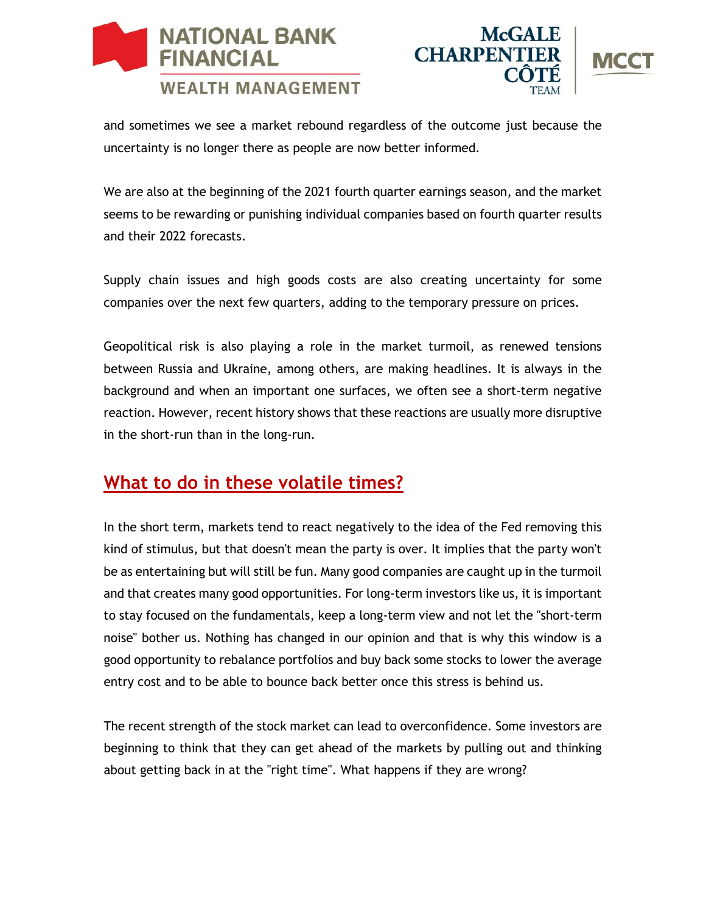and sometimes we see a market rebound regardless of the outcome just because the uncertainty is no longer there as people are now better informed.

We are also at the beginning of the 2021 fourth quarter earnings season, and the market seems to be rewarding or punishing individual companies based on fourth quarter results and their 2022 forecasts.

Supply chain issues and high goods costs are also creating uncertainty for some companies over the next few quarters, adding to the temporary pressure on prices.

Geopolitical risk is also playing a role in the market turmoil, as renewed tensions between Russia and Ukraine, among others, are making headlines. It is always in the background and when an important one surfaces, we often see a short-term negative reaction. However, recent history shows that these reactions are usually more disruptive in the short-run than in the long-run.

## What to do in these volatile times?

In the short term, markets tend to react negatively to the idea of the Fed removing this kind of stimulus, but that doesn't mean the party is over. It implies that the party won't be as entertaining but will still be fun. Many good companies are caught up in the turmoil and that creates many good opportunities. For long-term investors like us, it is important to stay focused on the fundamentals, keep a long-term view and not let the "short-term noise" bother us. Nothing has changed in our opinion and that is why this window is a good opportunity to rebalance portfolios and buy back some stocks to lower the average entry cost and to be able to bounce back better once this stress is behind us.

The recent strength of the stock market can lead to overconfidence. Some investors are beginning to think that they can get ahead of the markets by pulling out and thinking about getting back in at the "right time". What happens if they are wrong?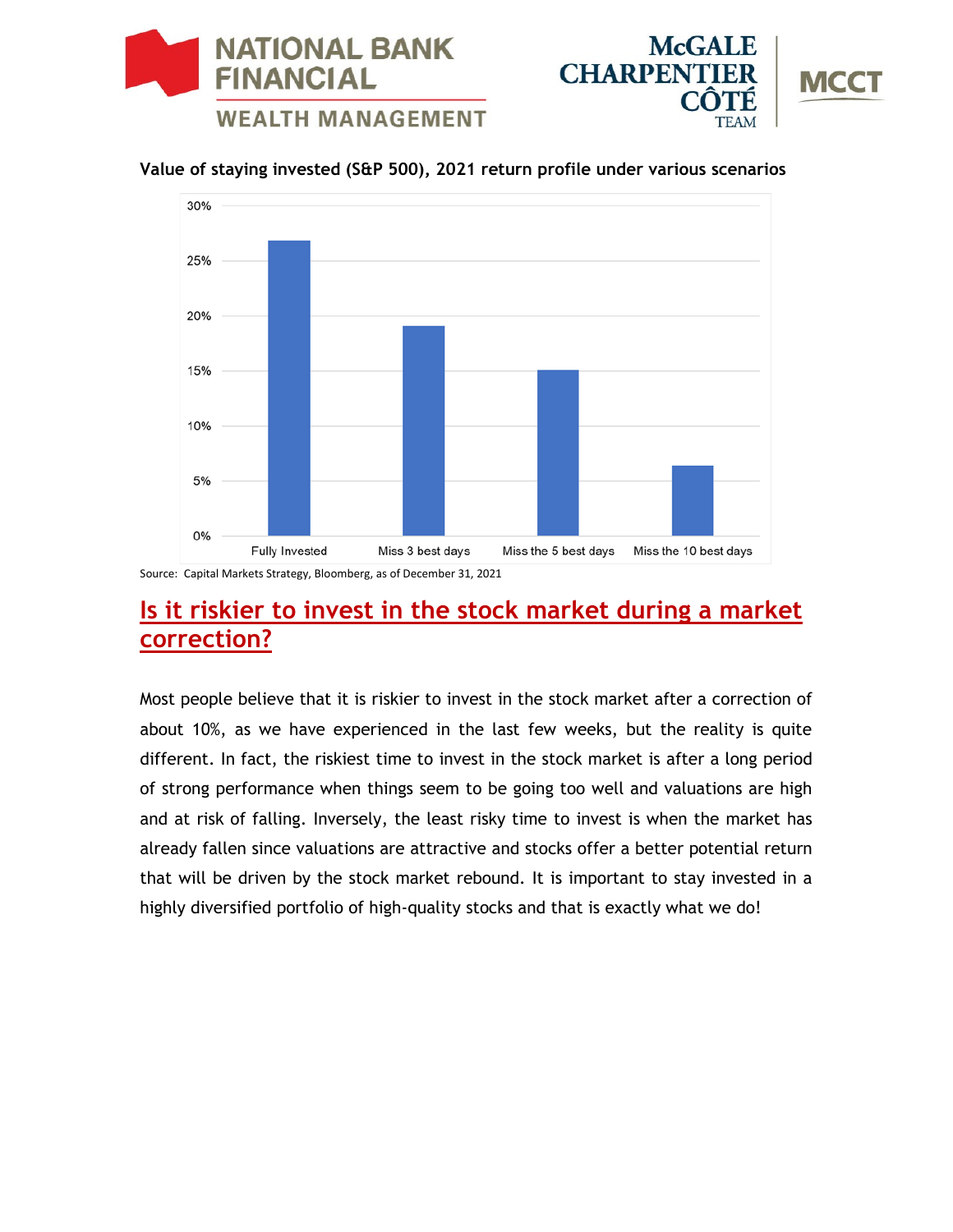**Value of staying invested (S&P 500), 2021 return profile under various scenarios**

| Scenario | Return |
|---|---|
| Fully Invested | ~27% |
| Miss 3 best days | ~19% |
| Miss the 5 best days | ~15% |
| Miss the 10 best days | ~6.3% |

Source: Capital Markets Strategy, Bloomberg, as of December 31, 2021

## Is it riskier to invest in the stock market during a market correction?

Most people believe that it is riskier to invest in the stock market after a correction of about 10%, as we have experienced in the last few weeks, but the reality is quite different. In fact, the riskiest time to invest in the stock market is after a long period of strong performance when things seem to be going too well and valuations are high and at risk of falling. Inversely, the least risky time to invest is when the market has already fallen since valuations are attractive and stocks offer a better potential return that will be driven by the stock market rebound. It is important to stay invested in a highly diversified portfolio of high-quality stocks and that is exactly what we do!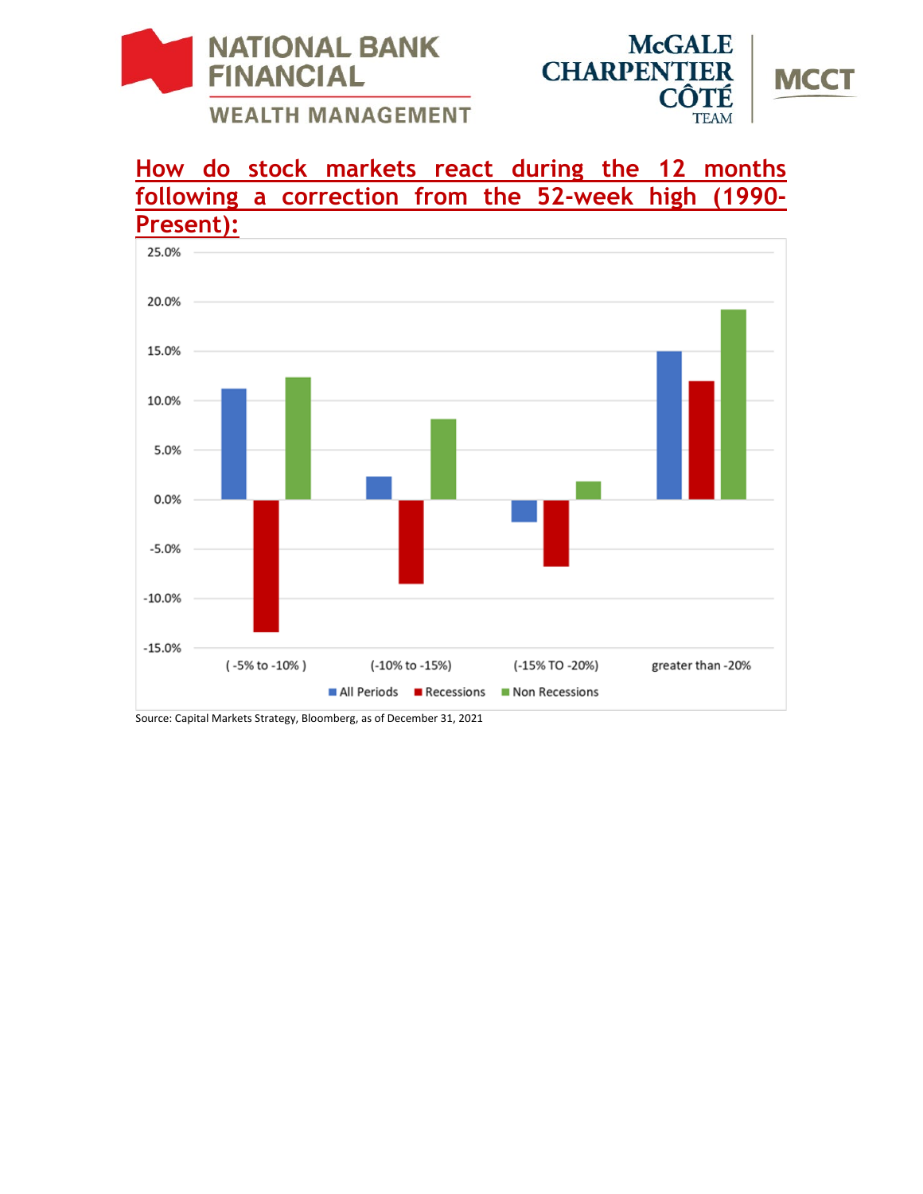## How do stock markets react during the 12 months following a correction from the 52-week high (1990-Present):

25.0%
20.0%
15.0%
10.0%
5.0%
0.0%
-5.0%
-10.0%
-15.0%

( -5% to -10% ) | (-10% to -15%) | (-15% TO -20%) | greater than -20%

All Periods | Recessions | Non Recessions

Source: Capital Markets Strategy, Bloomberg, as of December 31, 2021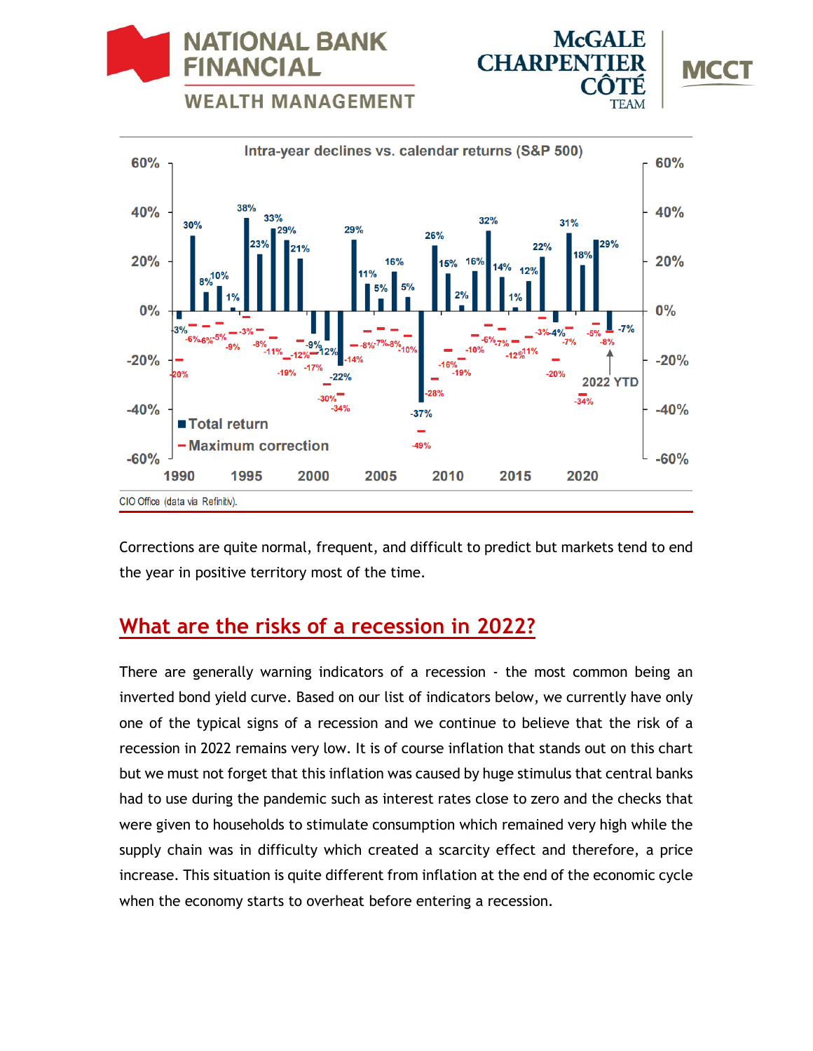CIO Office (data via Refinitiv).

Corrections are quite normal, frequent, and difficult to predict but markets tend to end the year in positive territory most of the time.

## What are the risks of a recession in 2022?

There are generally warning indicators of a recession - the most common being an inverted bond yield curve. Based on our list of indicators below, we currently have only one of the typical signs of a recession and we continue to believe that the risk of a recession in 2022 remains very low. It is of course inflation that stands out on this chart but we must not forget that this inflation was caused by huge stimulus that central banks had to use during the pandemic such as interest rates close to zero and the checks that were given to households to stimulate consumption which remained very high while the supply chain was in difficulty which created a scarcity effect and therefore, a price increase. This situation is quite different from inflation at the end of the economic cycle when the economy starts to overheat before entering a recession.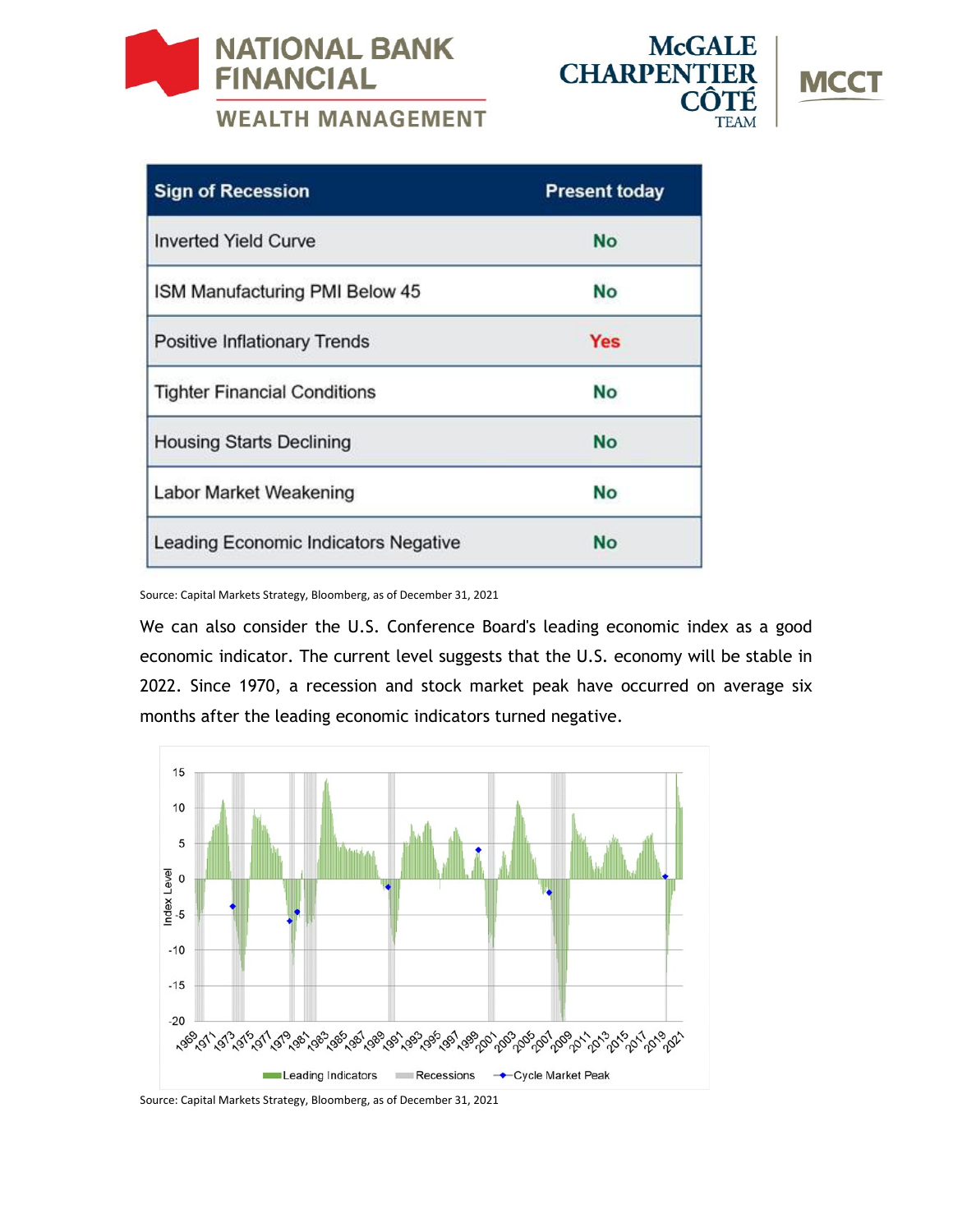| Sign of Recession | Present today |
|---|---|
| Inverted Yield Curve | No |
| ISM Manufacturing PMI Below 45 | No |
| Positive Inflationary Trends | Yes |
| Tighter Financial Conditions | No |
| Housing Starts Declining | No |
| Labor Market Weakening | No |
| Leading Economic Indicators Negative | No |

Source: Capital Markets Strategy, Bloomberg, as of December 31, 2021

We can also consider the U.S. Conference Board's leading economic index as a good economic indicator. The current level suggests that the U.S. economy will be stable in 2022. Since 1970, a recession and stock market peak have occurred on average six months after the leading economic indicators turned negative.

Source: Capital Markets Strategy, Bloomberg, as of December 31, 2021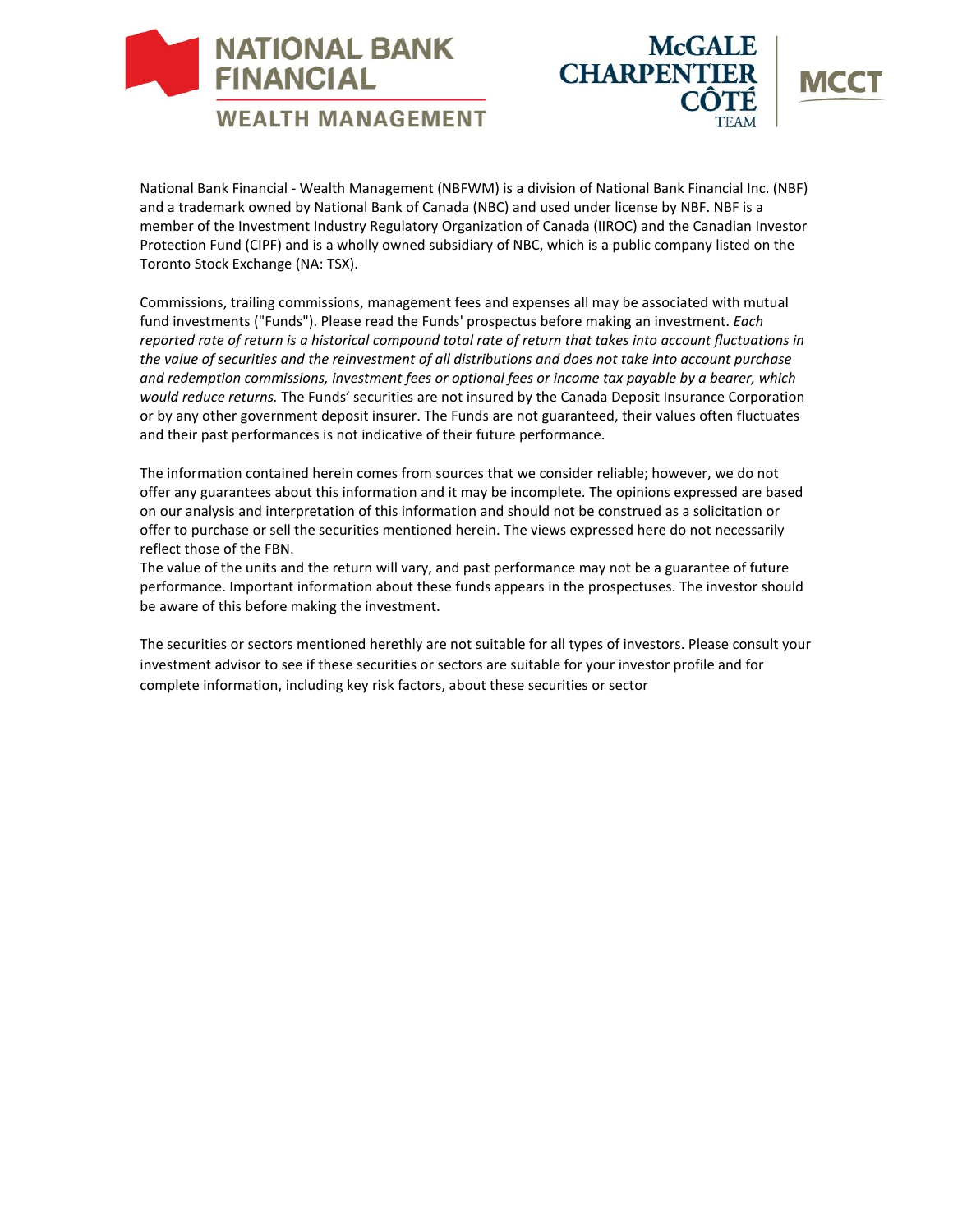National Bank Financial - Wealth Management (NBFWM) is a division of National Bank Financial Inc. (NBF) and a trademark owned by National Bank of Canada (NBC) and used under license by NBF. NBF is a member of the Investment Industry Regulatory Organization of Canada (IIROC) and the Canadian Investor Protection Fund (CIPF) and is a wholly owned subsidiary of NBC, which is a public company listed on the Toronto Stock Exchange (NA: TSX).

Commissions, trailing commissions, management fees and expenses all may be associated with mutual fund investments ("Funds"). Please read the Funds' prospectus before making an investment. *Each reported rate of return is a historical compound total rate of return that takes into account fluctuations in the value of securities and the reinvestment of all distributions and does not take into account purchase and redemption commissions, investment fees or optional fees or income tax payable by a bearer, which would reduce returns.* The Funds' securities are not insured by the Canada Deposit Insurance Corporation or by any other government deposit insurer. The Funds are not guaranteed, their values often fluctuates and their past performances is not indicative of their future performance.

The information contained herein comes from sources that we consider reliable; however, we do not offer any guarantees about this information and it may be incomplete. The opinions expressed are based on our analysis and interpretation of this information and should not be construed as a solicitation or offer to purchase or sell the securities mentioned herein. The views expressed here do not necessarily reflect those of the FBN.
The value of the units and the return will vary, and past performance may not be a guarantee of future performance. Important information about these funds appears in the prospectuses. The investor should be aware of this before making the investment.

The securities or sectors mentioned herethly are not suitable for all types of investors. Please consult your investment advisor to see if these securities or sectors are suitable for your investor profile and for complete information, including key risk factors, about these securities or sector